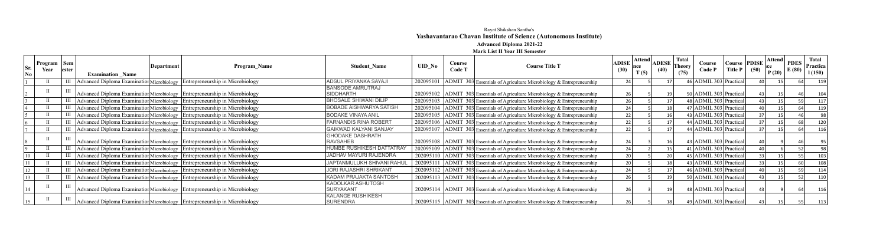Rayat Shikshan Santha's

**Yashavantarao Chavan Institute of Science (Autonomous Institute)**

**Advanced Diploma 2021-22**

**Mark List II Year III Semester**

| Sr. No | Program Year | Sem ester | Examination _Name | Department | Program_Name | Student_Name | UID_No | Course Code T | Course Title T | ADISE (30) | Attendnce T (5) | ADESE (40) | Total Theory (75) | Course Code P | Course Title P | PDISE (50) | Attendance P (20) | PDES E (80) | Total Practical (150) |
|---|---|---|---|---|---|---|---|---|---|---|---|---|---|---|---|---|---|---|---|
| 1 | II | III | Advanced Diploma Examination | Microbiology | Entrepreneurship in Microbiology | ADSUL PRIYANKA SAYAJI | 202095101 | ADMIT 303 | Essentials of Agriculture Microbiology & Entrepreneurship | 24 | 5 | 17 | 46 | ADMIL 303 | Practical | 40 | 15 | 64 | 119 |
| 2 | II | III | Advanced Diploma Examination | Microbiology | Entrepreneurship in Microbiology | BANSODE AMRUTRAJ SIDDHARTH | 202095102 | ADMIT 303 | Essentials of Agriculture Microbiology & Entrepreneurship | 26 | 5 | 19 | 50 | ADMIL 303 | Practical | 43 | 15 | 46 | 104 |
| 3 | II | III | Advanced Diploma Examination | Microbiology | Entrepreneurship in Microbiology | BHOSALE SHIWANI DILIP | 202095103 | ADMIT 303 | Essentials of Agriculture Microbiology & Entrepreneurship | 26 | 5 | 17 | 48 | ADMIL 303 | Practical | 43 | 15 | 59 | 117 |
| 4 | II | III | Advanced Diploma Examination | Microbiology | Entrepreneurship in Microbiology | BOBADE AISHWARYA SATISH | 202095104 | ADMIT 303 | Essentials of Agriculture Microbiology & Entrepreneurship | 24 | 5 | 18 | 47 | ADMIL 303 | Practical | 40 | 15 | 64 | 119 |
| 5 | II | III | Advanced Diploma Examination | Microbiology | Entrepreneurship in Microbiology | BODAKE VINAYA ANIL | 202095105 | ADMIT 303 | Essentials of Agriculture Microbiology & Entrepreneurship | 22 | 5 | 16 | 43 | ADMIL 303 | Practical | 37 | 15 | 46 | 98 |
| 6 | II | III | Advanced Diploma Examination | Microbiology | Entrepreneurship in Microbiology | FARNANDIS RINA ROBERT | 202095106 | ADMIT 303 | Essentials of Agriculture Microbiology & Entrepreneurship | 22 | 5 | 17 | 44 | ADMIL 303 | Practical | 37 | 15 | 68 | 120 |
| 7 | II | III | Advanced Diploma Examination | Microbiology | Entrepreneurship in Microbiology | GAIKWAD KALYANI SANJAY | 202095107 | ADMIT 303 | Essentials of Agriculture Microbiology & Entrepreneurship | 22 | 5 | 17 | 44 | ADMIL 303 | Practical | 37 | 15 | 64 | 116 |
| 8 | II | III | Advanced Diploma Examination | Microbiology | Entrepreneurship in Microbiology | GHODAKE DASHRATH RAVSAHEB | 202095108 | ADMIT 303 | Essentials of Agriculture Microbiology & Entrepreneurship | 24 | 3 | 16 | 43 | ADMIL 303 | Practical | 40 | 9 | 46 | 95 |
| 9 | II | III | Advanced Diploma Examination | Microbiology | Entrepreneurship in Microbiology | HUMBE RUSHIKESH DATTATRAY | 202095109 | ADMIT 303 | Essentials of Agriculture Microbiology & Entrepreneurship | 24 | 2 | 15 | 41 | ADMIL 303 | Practical | 40 | 6 | 52 | 98 |
| 10 | II | III | Advanced Diploma Examination | Microbiology | Entrepreneurship in Microbiology | JADHAV MAYURI RAJENDRA | 202095110 | ADMIT 303 | Essentials of Agriculture Microbiology & Entrepreneurship | 20 | 5 | 20 | 45 | ADMIL 303 | Practical | 33 | 15 | 55 | 103 |
| 11 | II | III | Advanced Diploma Examination | Microbiology | Entrepreneurship in Microbiology | JAPTANMULUKH SHIVANI RAHUL | 202095111 | ADMIT 303 | Essentials of Agriculture Microbiology & Entrepreneurship | 20 | 5 | 18 | 43 | ADMIL 303 | Practical | 33 | 15 | 60 | 108 |
| 12 | II | III | Advanced Diploma Examination | Microbiology | Entrepreneurship in Microbiology | JORI RAJASHRI SHRIKANT | 202095112 | ADMIT 303 | Essentials of Agriculture Microbiology & Entrepreneurship | 24 | 5 | 17 | 46 | ADMIL 303 | Practical | 40 | 15 | 59 | 114 |
| 13 | II | III | Advanced Diploma Examination | Microbiology | Entrepreneurship in Microbiology | KADAM PRAJAKTA SANTOSH | 202095113 | ADMIT 303 | Essentials of Agriculture Microbiology & Entrepreneurship | 26 | 5 | 19 | 50 | ADMIL 303 | Practical | 43 | 15 | 52 | 110 |
| 14 | II | III | Advanced Diploma Examination | Microbiology | Entrepreneurship in Microbiology | KADOLKAR ASHUTOSH SURYAKANT | 202095114 | ADMIT 303 | Essentials of Agriculture Microbiology & Entrepreneurship | 26 | 3 | 19 | 48 | ADMIL 303 | Practical | 43 | 9 | 64 | 116 |
| 15 | II | III | Advanced Diploma Examination | Microbiology | Entrepreneurship in Microbiology | KALANGE RUSHIKESH SURENDRA | 202095115 | ADMIT 303 | Essentials of Agriculture Microbiology & Entrepreneurship | 26 | 5 | 18 | 49 | ADMIL 303 | Practical | 43 | 15 | 55 | 113 |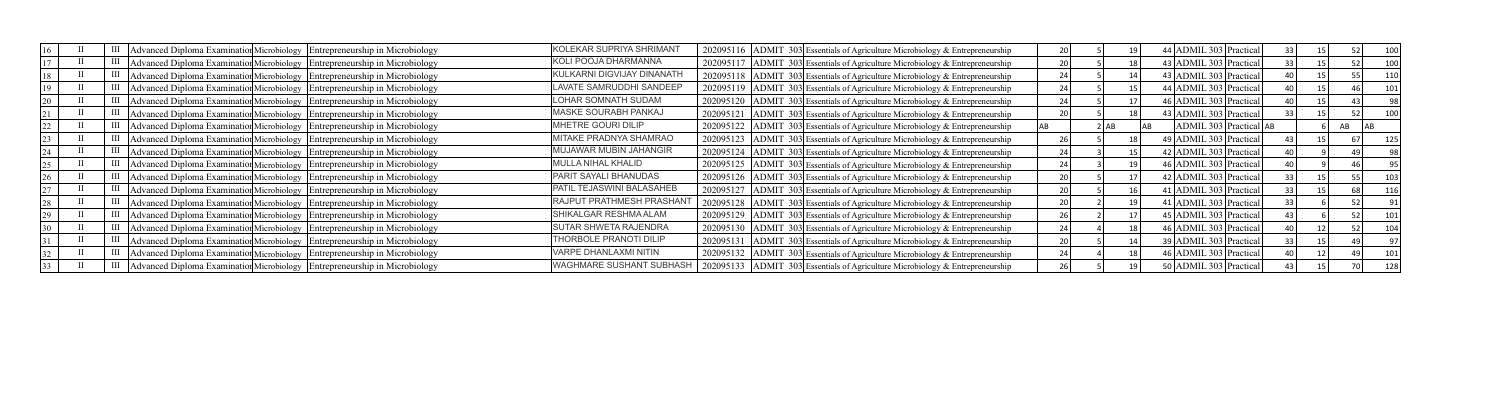| | | | | | | | | | | | | | | | | | | | |
|---|---|---|---|---|---|---|---|---|---|---|---|---|---|---|---|---|---|---|---|
| 16 | II | III | Advanced Diploma Examination | Microbiology | Entrepreneurship in Microbiology | KOLEKAR SUPRIYA SHRIMANT | 202095116 | ADMIT | 303 | Essentials of Agriculture Microbiology & Entrepreneurship | 20 | 5 | 19 | 44 | ADMIL 303 | Practical | 33 | 15 | 52 | 100 |
| 17 | II | III | Advanced Diploma Examination | Microbiology | Entrepreneurship in Microbiology | KOLI POOJA DHARMANNA | 202095117 | ADMIT | 303 | Essentials of Agriculture Microbiology & Entrepreneurship | 20 | 5 | 18 | 43 | ADMIL 303 | Practical | 33 | 15 | 52 | 100 |
| 18 | II | III | Advanced Diploma Examination | Microbiology | Entrepreneurship in Microbiology | KULKARNI DIGVIJAY DINANATH | 202095118 | ADMIT | 303 | Essentials of Agriculture Microbiology & Entrepreneurship | 24 | 5 | 14 | 43 | ADMIL 303 | Practical | 40 | 15 | 55 | 110 |
| 19 | II | III | Advanced Diploma Examination | Microbiology | Entrepreneurship in Microbiology | LAVATE SAMRUDDHI SANDEEP | 202095119 | ADMIT | 303 | Essentials of Agriculture Microbiology & Entrepreneurship | 24 | 5 | 15 | 44 | ADMIL 303 | Practical | 40 | 15 | 46 | 101 |
| 20 | II | III | Advanced Diploma Examination | Microbiology | Entrepreneurship in Microbiology | LOHAR SOMNATH SUDAM | 202095120 | ADMIT | 303 | Essentials of Agriculture Microbiology & Entrepreneurship | 24 | 5 | 17 | 46 | ADMIL 303 | Practical | 40 | 15 | 43 | 98 |
| 21 | II | III | Advanced Diploma Examination | Microbiology | Entrepreneurship in Microbiology | MASKE SOURABH PANKAJ | 202095121 | ADMIT | 303 | Essentials of Agriculture Microbiology & Entrepreneurship | 20 | 5 | 18 | 43 | ADMIL 303 | Practical | 33 | 15 | 52 | 100 |
| 22 | II | III | Advanced Diploma Examination | Microbiology | Entrepreneurship in Microbiology | MHETRE GOURI DILIP | 202095122 | ADMIT | 303 | Essentials of Agriculture Microbiology & Entrepreneurship | AB | 2 | AB | AB | ADMIL 303 | Practical | AB | 6 | AB | AB |
| 23 | II | III | Advanced Diploma Examination | Microbiology | Entrepreneurship in Microbiology | MITAKE PRADNYA SHAMRAO | 202095123 | ADMIT | 303 | Essentials of Agriculture Microbiology & Entrepreneurship | 26 | 5 | 18 | 49 | ADMIL 303 | Practical | 43 | 15 | 67 | 125 |
| 24 | II | III | Advanced Diploma Examination | Microbiology | Entrepreneurship in Microbiology | MUJAWAR MUBIN JAHANGIR | 202095124 | ADMIT | 303 | Essentials of Agriculture Microbiology & Entrepreneurship | 24 | 3 | 15 | 42 | ADMIL 303 | Practical | 40 | 9 | 49 | 98 |
| 25 | II | III | Advanced Diploma Examination | Microbiology | Entrepreneurship in Microbiology | MULLA NIHAL KHALID | 202095125 | ADMIT | 303 | Essentials of Agriculture Microbiology & Entrepreneurship | 24 | 3 | 19 | 46 | ADMIL 303 | Practical | 40 | 9 | 46 | 95 |
| 26 | II | III | Advanced Diploma Examination | Microbiology | Entrepreneurship in Microbiology | PARIT SAYALI BHANUDAS | 202095126 | ADMIT | 303 | Essentials of Agriculture Microbiology & Entrepreneurship | 20 | 5 | 17 | 42 | ADMIL 303 | Practical | 33 | 15 | 55 | 103 |
| 27 | II | III | Advanced Diploma Examination | Microbiology | Entrepreneurship in Microbiology | PATIL TEJASWINI BALASAHEB | 202095127 | ADMIT | 303 | Essentials of Agriculture Microbiology & Entrepreneurship | 20 | 5 | 16 | 41 | ADMIL 303 | Practical | 33 | 15 | 68 | 116 |
| 28 | II | III | Advanced Diploma Examination | Microbiology | Entrepreneurship in Microbiology | RAJPUT PRATHMESH PRASHANT | 202095128 | ADMIT | 303 | Essentials of Agriculture Microbiology & Entrepreneurship | 20 | 2 | 19 | 41 | ADMIL 303 | Practical | 33 | 6 | 52 | 91 |
| 29 | II | III | Advanced Diploma Examination | Microbiology | Entrepreneurship in Microbiology | SHIKALGAR RESHMA ALAM | 202095129 | ADMIT | 303 | Essentials of Agriculture Microbiology & Entrepreneurship | 26 | 2 | 17 | 45 | ADMIL 303 | Practical | 43 | 6 | 52 | 101 |
| 30 | II | III | Advanced Diploma Examination | Microbiology | Entrepreneurship in Microbiology | SUTAR SHWETA RAJENDRA | 202095130 | ADMIT | 303 | Essentials of Agriculture Microbiology & Entrepreneurship | 24 | 4 | 18 | 46 | ADMIL 303 | Practical | 40 | 12 | 52 | 104 |
| 31 | II | III | Advanced Diploma Examination | Microbiology | Entrepreneurship in Microbiology | THORBOLE PRANOTI DILIP | 202095131 | ADMIT | 303 | Essentials of Agriculture Microbiology & Entrepreneurship | 20 | 5 | 14 | 39 | ADMIL 303 | Practical | 33 | 15 | 49 | 97 |
| 32 | II | III | Advanced Diploma Examination | Microbiology | Entrepreneurship in Microbiology | VARPE DHANLAXMI NITIN | 202095132 | ADMIT | 303 | Essentials of Agriculture Microbiology & Entrepreneurship | 24 | 4 | 18 | 46 | ADMIL 303 | Practical | 40 | 12 | 49 | 101 |
| 33 | II | III | Advanced Diploma Examination | Microbiology | Entrepreneurship in Microbiology | WAGHMARE SUSHANT SUBHASH | 202095133 | ADMIT | 303 | Essentials of Agriculture Microbiology & Entrepreneurship | 26 | 5 | 19 | 50 | ADMIL 303 | Practical | 43 | 15 | 70 | 128 |